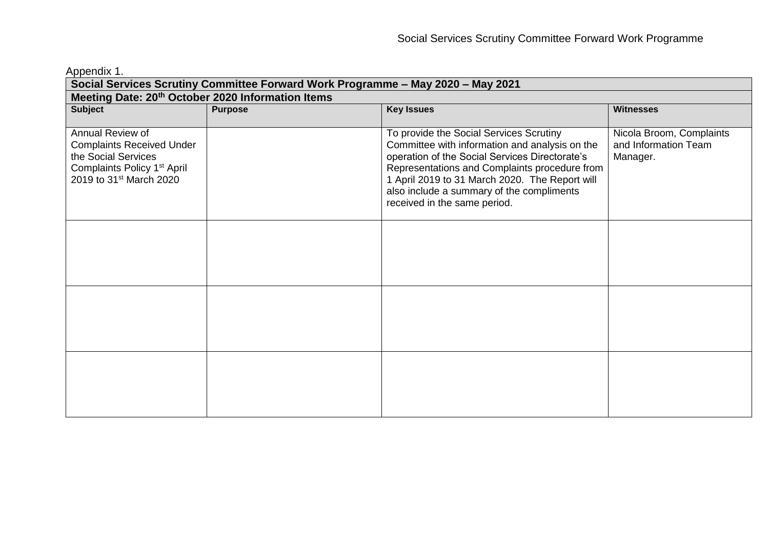Appendix 1.

| Social Services Scrutiny Committee Forward Work Programme – May 2020 – May 2021 | | | |
|---|---|---|---|
| **Meeting Date: 20th October 2020 Information Items** | | | |
| **Subject** | **Purpose** | **Key Issues** | **Witnesses** |
| Annual Review of Complaints Received Under the Social Services Complaints Policy 1st April 2019 to 31st March 2020 | | To provide the Social Services Scrutiny Committee with information and analysis on the operation of the Social Services Directorate's Representations and Complaints procedure from 1 April 2019 to 31 March 2020. The Report will also include a summary of the compliments received in the same period. | Nicola Broom, Complaints and Information Team Manager. |
| | | | |
| | | | |
| | | | |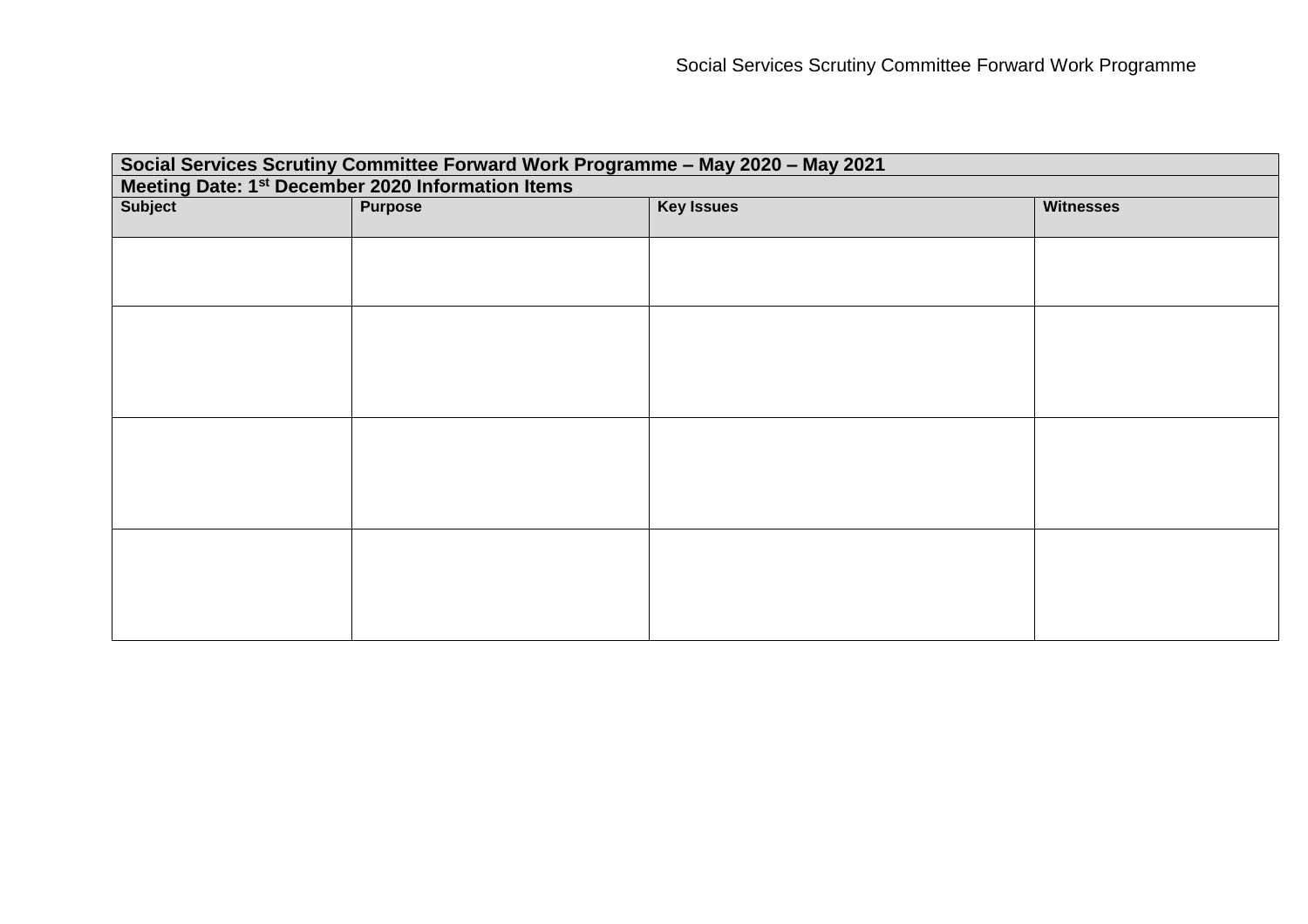| **Social Services Scrutiny Committee Forward Work Programme – May 2020 – May 2021** | | | |
|---|---|---|---|
| **Meeting Date: 1st December 2020 Information Items** | | | |
| **Subject** | **Purpose** | **Key Issues** | **Witnesses** |
| | | | |
| | | | |
| | | | |
| | | | |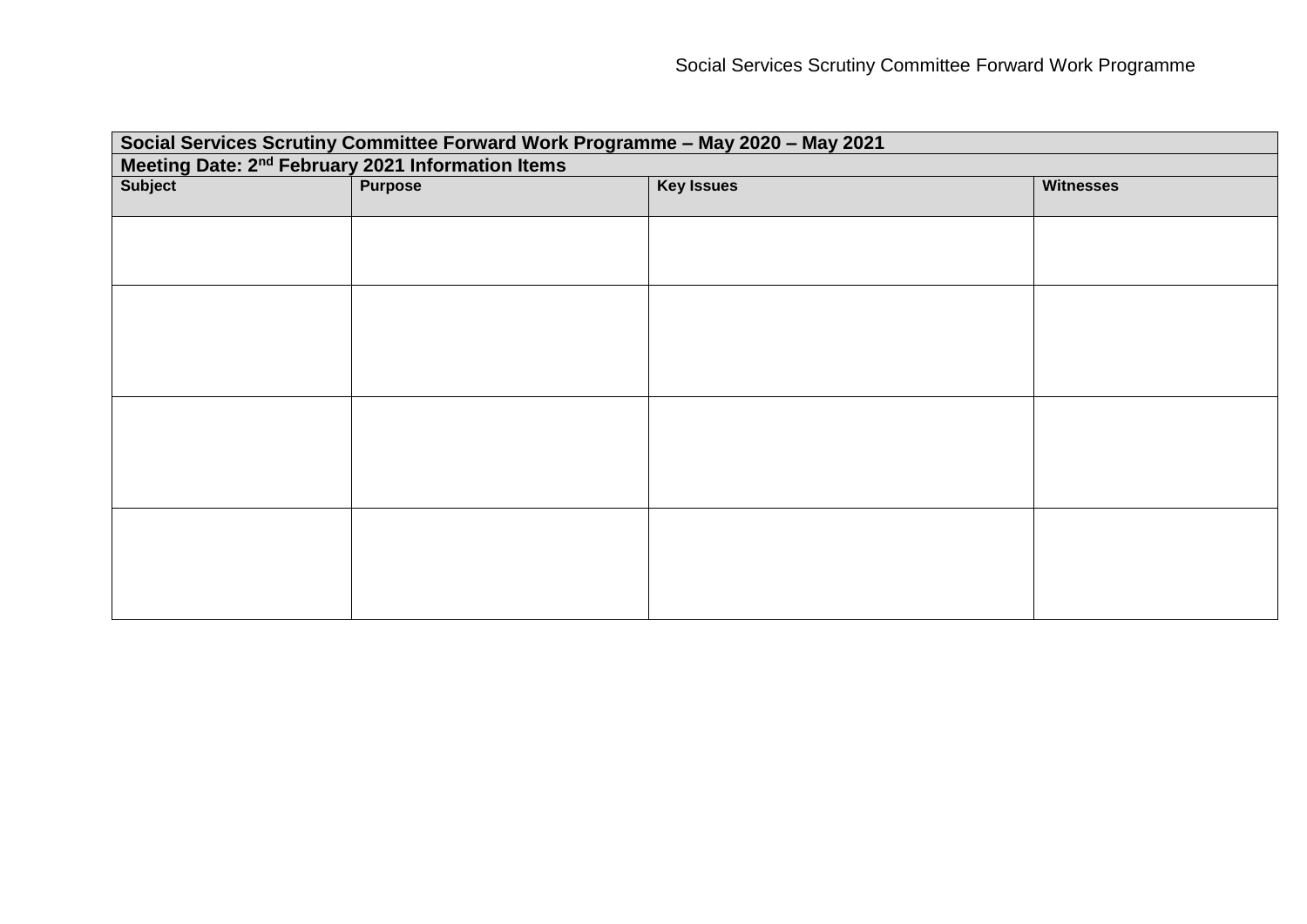| Social Services Scrutiny Committee Forward Work Programme – May 2020 – May 2021 | | | |
|---|---|---|---|
| Meeting Date: 2nd February 2021 Information Items | | | |
| **Subject** | **Purpose** | **Key Issues** | **Witnesses** |
| | | | |
| | | | |
| | | | |
| | | | |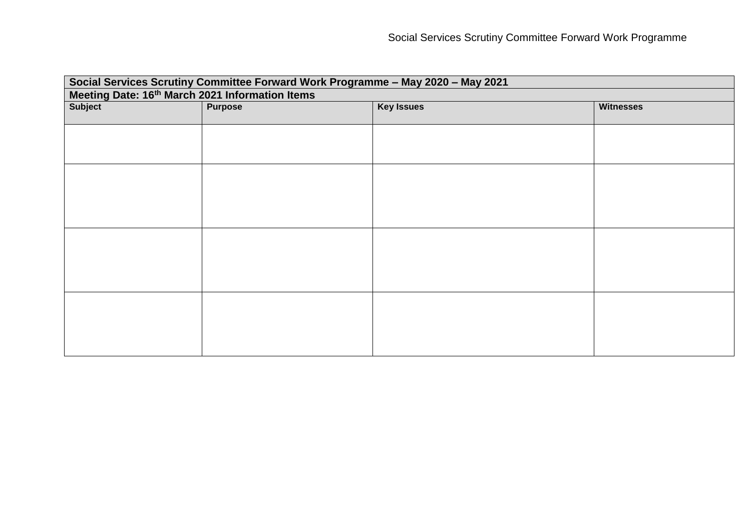| Social Services Scrutiny Committee Forward Work Programme – May 2020 – May 2021 | | | |
|---|---|---|---|
| Meeting Date: 16th March 2021 Information Items | | | |
| **Subject** | **Purpose** | **Key Issues** | **Witnesses** |
| | | | |
| | | | |
| | | | |
| | | | |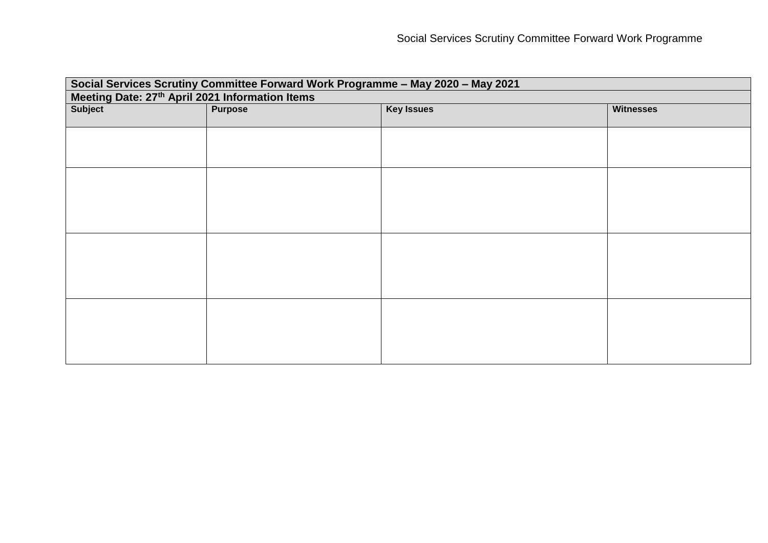| Social Services Scrutiny Committee Forward Work Programme – May 2020 – May 2021 | | | |
|---|---|---|---|
| **Meeting Date: 27th April 2021 Information Items** | | | |
| **Subject** | **Purpose** | **Key Issues** | **Witnesses** |
| | | | |
| | | | |
| | | | |
| | | | |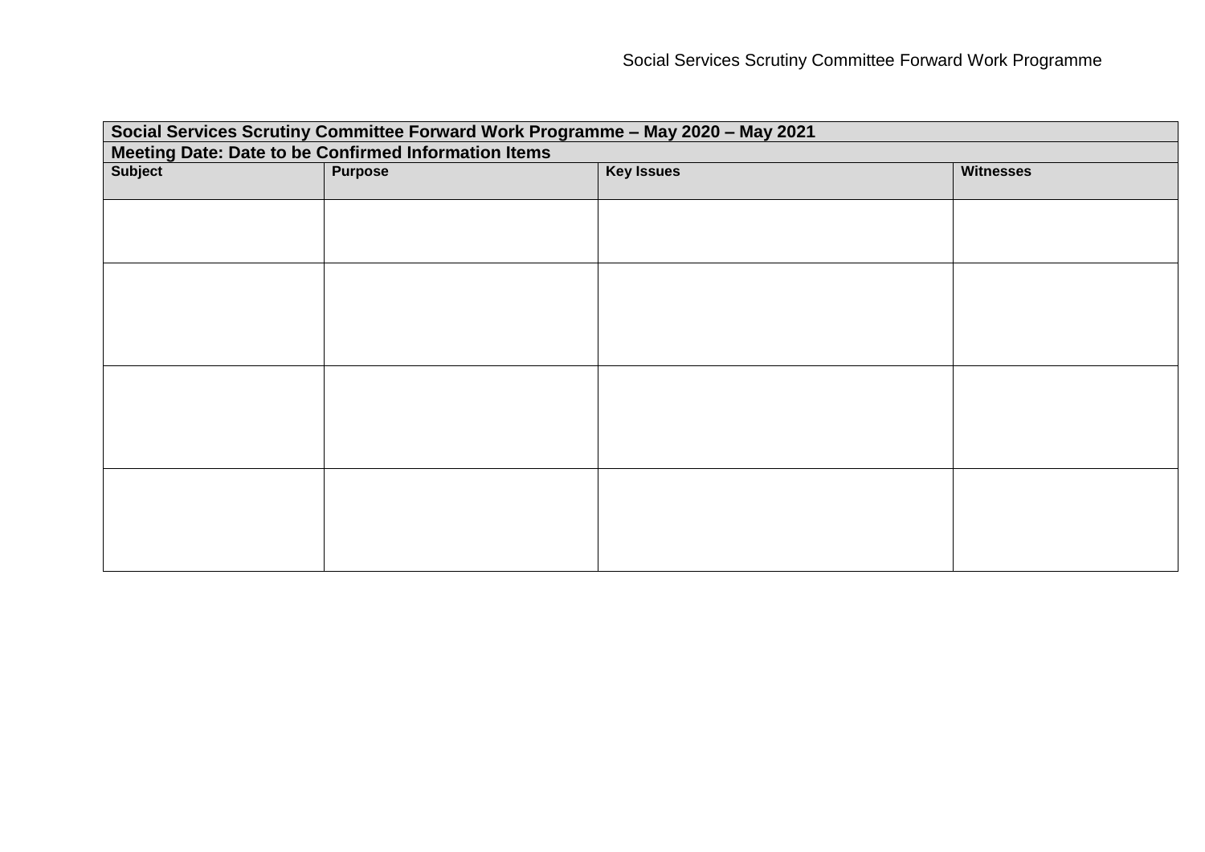| Social Services Scrutiny Committee Forward Work Programme – May 2020 – May 2021 | | | |
|---|---|---|---|
| **Meeting Date: Date to be Confirmed Information Items** | | | |
| **Subject** | **Purpose** | **Key Issues** | **Witnesses** |
| | | | |
| | | | |
| | | | |
| | | | |